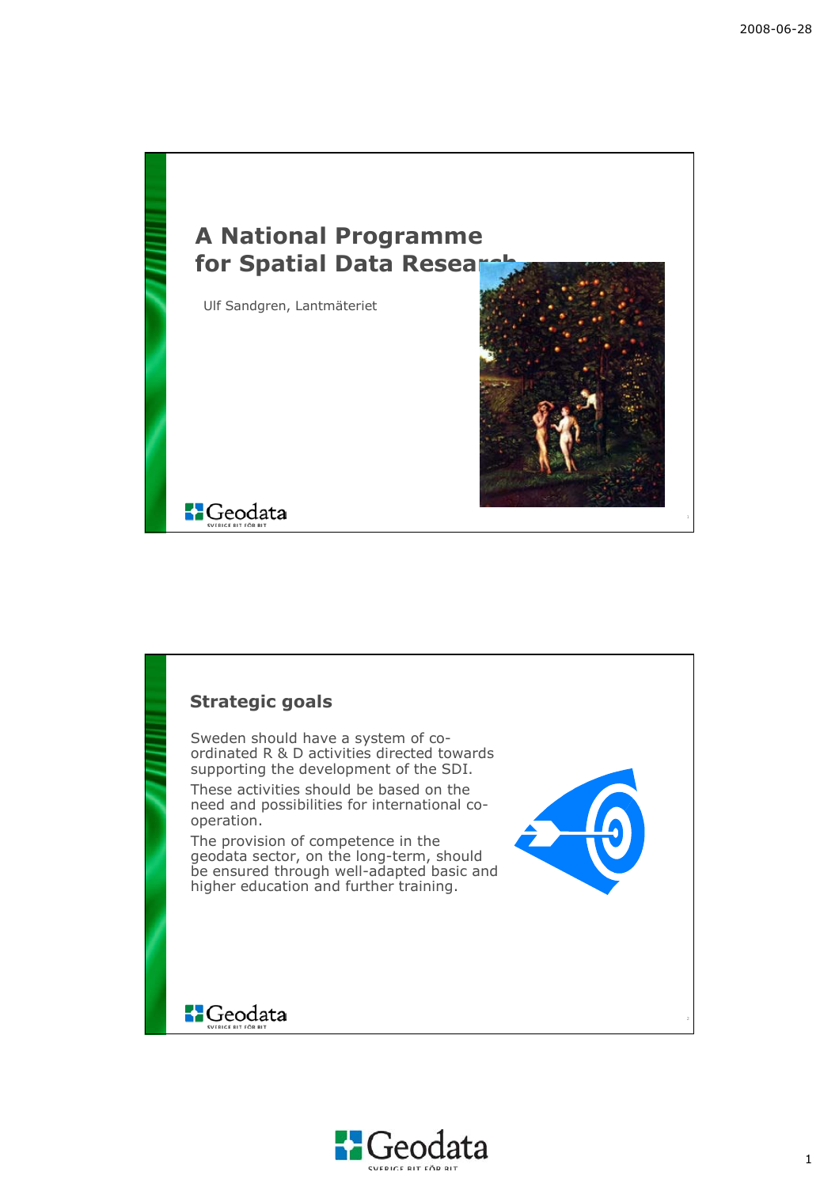# A National Programme for Spatial Data Research

Ulf Sandgren, Lantmäteriet

## Strategic goals

Sweden should have a system of co-ordinated R & D activities directed towards supporting the development of the SDI.

These activities should be based on the need and possibilities for international co-operation.

The provision of competence in the geodata sector, on the long-term, should be ensured through well-adapted basic and higher education and further training.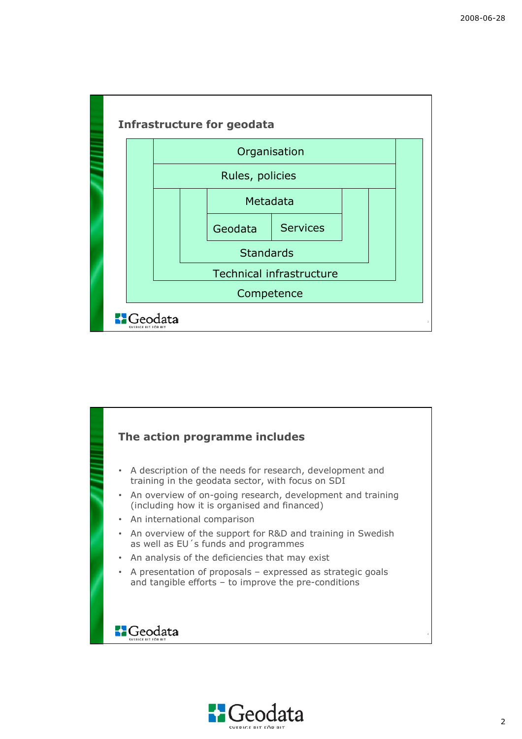## Infrastructure for geodata

- Organisation
- Rules, policies
- Metadata
- Geodata
- Services
- Standards
- Technical infrastructure
- Competence

## The action programme includes

- A description of the needs for research, development and training in the geodata sector, with focus on SDI
- An overview of on-going research, development and training (including how it is organised and financed)
- An international comparison
- An overview of the support for R&D and training in Swedish as well as EU´s funds and programmes
- An analysis of the deficiencies that may exist
- A presentation of proposals – expressed as strategic goals and tangible efforts – to improve the pre-conditions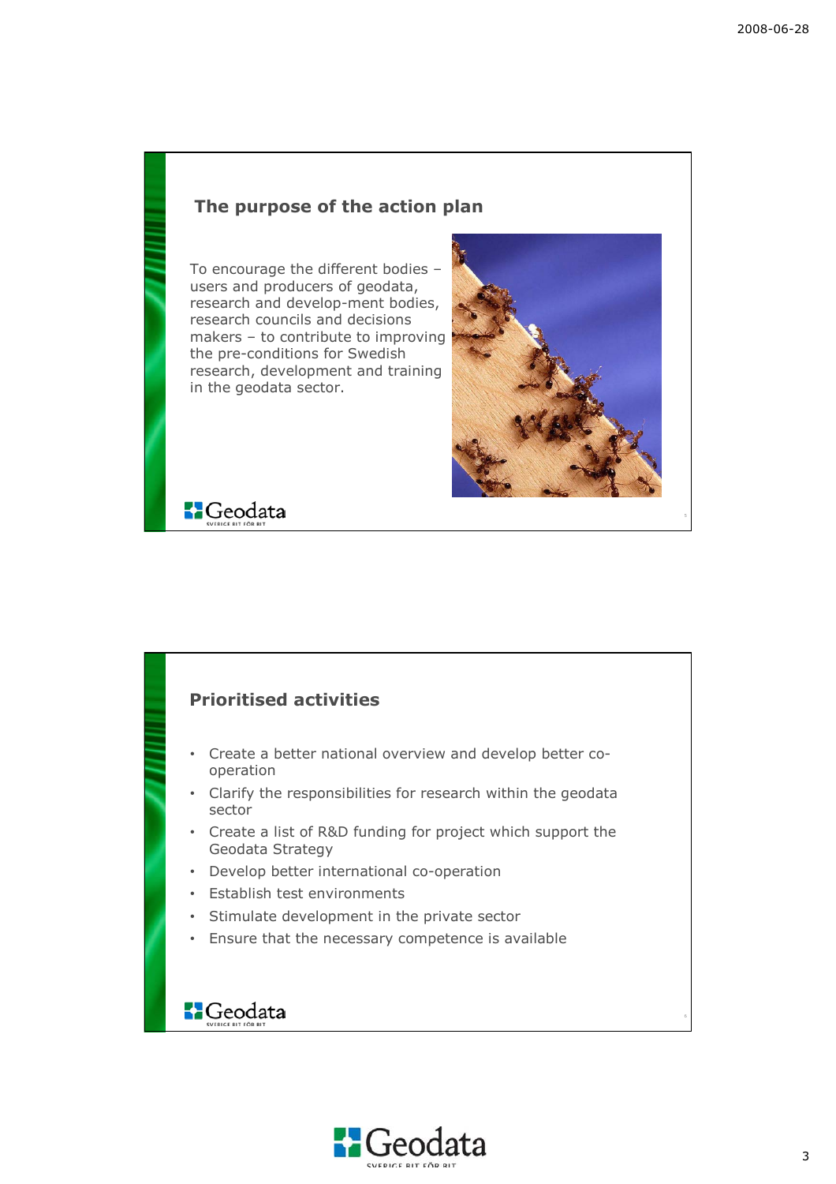## The purpose of the action plan

To encourage the different bodies – users and producers of geodata, research and develop-ment bodies, research councils and decisions makers – to contribute to improving the pre-conditions for Swedish research, development and training in the geodata sector.

## Prioritised activities

- Create a better national overview and develop better co-operation
- Clarify the responsibilities for research within the geodata sector
- Create a list of R&D funding for project which support the Geodata Strategy
- Develop better international co-operation
- Establish test environments
- Stimulate development in the private sector
- Ensure that the necessary competence is available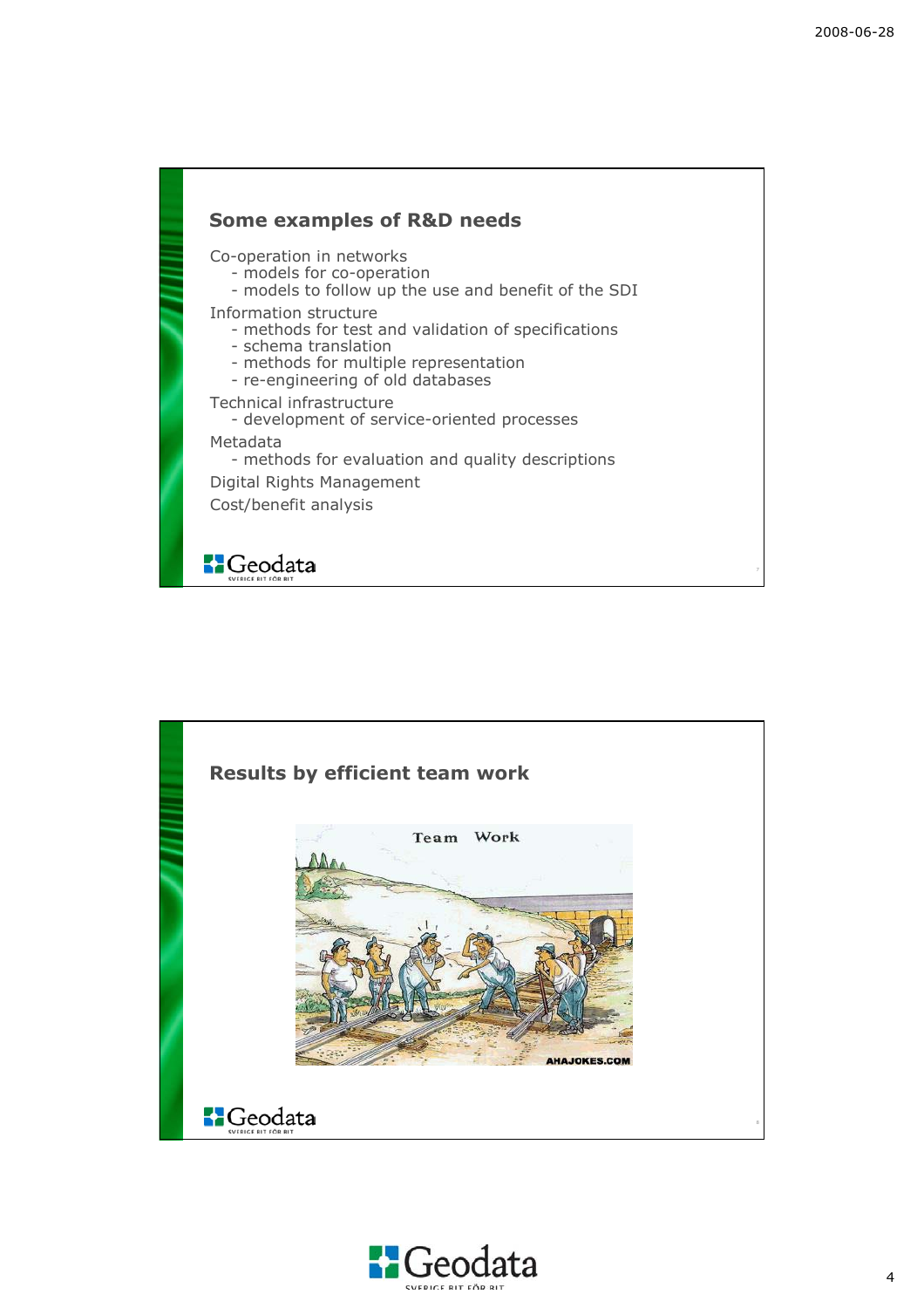## Some examples of R&D needs

Co-operation in networks
- models for co-operation
- models to follow up the use and benefit of the SDI

Information structure
- methods for test and validation of specifications
- schema translation
- methods for multiple representation
- re-engineering of old databases

Technical infrastructure
- development of service-oriented processes

Metadata
- methods for evaluation and quality descriptions

Digital Rights Management

Cost/benefit analysis

## Results by efficient team work